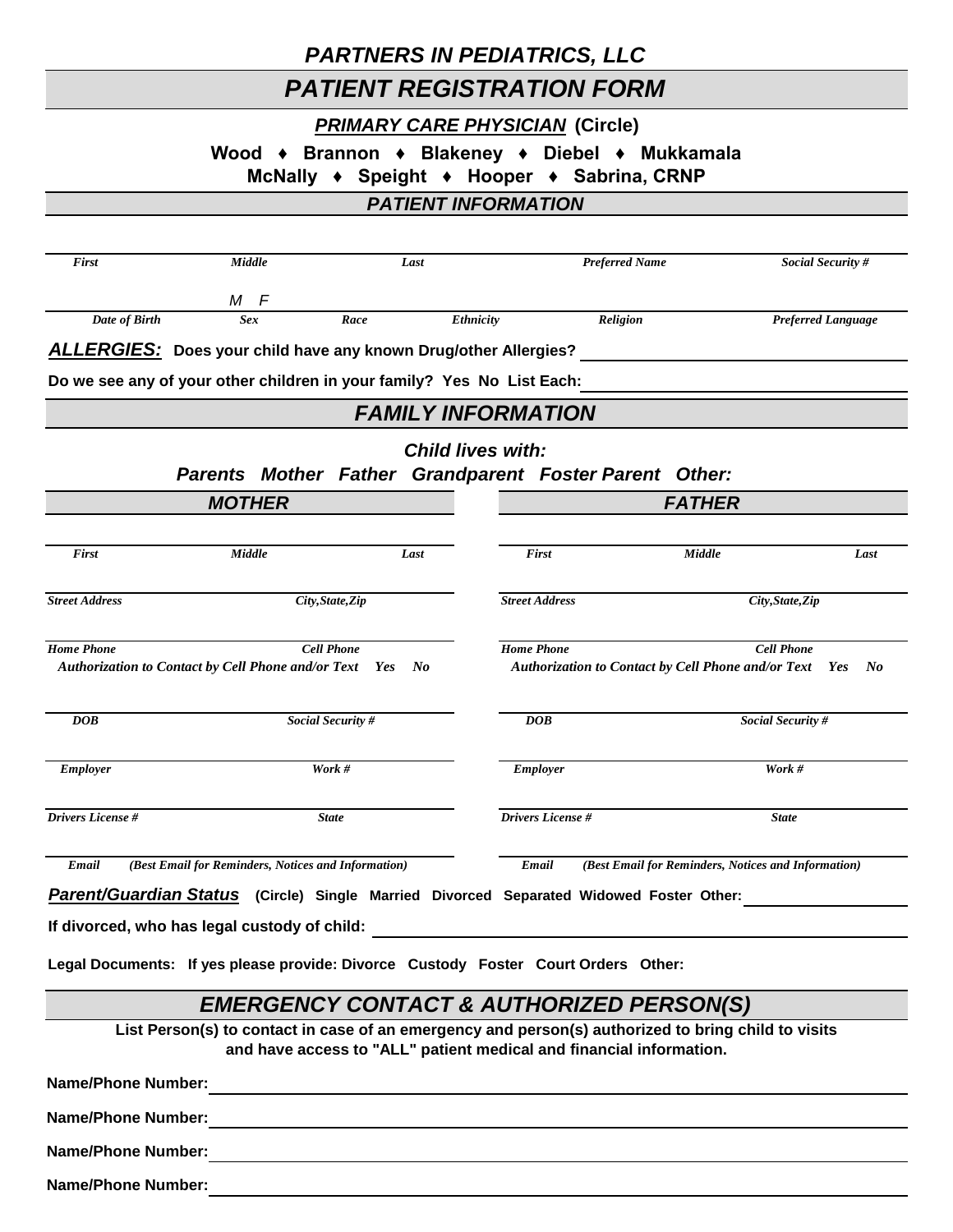# PARTNERS IN PEDIATRICS, LLC

## PATIENT REGISTRATION FORM

**PRIMARY CARE PHYSICIAN (Circle)**

**Wood ♦ Brannon ♦ Blakeney ♦ Diebel ♦ Mukkamala**
**McNally ♦ Speight ♦ Hooper ♦ Sabrina, CRNP**

### PATIENT INFORMATION

| *First* | *Middle* | *Last* | *Preferred Name* | *Social Security #* |
|---|---|---|---|---|

| *Date of Birth* | *Sex* M F | *Race* | *Ethnicity* | *Religion* | *Preferred Language* |
|---|---|---|---|---|---|

***ALLERGIES:*** **Does your child have any known Drug/other Allergies?** ____________________

**Do we see any of your other children in your family? Yes No List Each:** ____________________

### FAMILY INFORMATION

***Child lives with:***
***Parents Mother Father Grandparent Foster Parent Other:***

| ***MOTHER*** | | ***FATHER*** | |
|---|---|---|---|
| *First* *Middle* *Last* | | *First* *Middle* *Last* | |
| *Street Address* | *City,State,Zip* | *Street Address* | *City,State,Zip* |
| *Home Phone* | *Cell Phone* | *Home Phone* | *Cell Phone* |
| *Authorization to Contact by Cell Phone and/or Text Yes No* | | *Authorization to Contact by Cell Phone and/or Text Yes No* | |
| *DOB* | *Social Security #* | *DOB* | *Social Security #* |
| *Employer* | *Work #* | *Employer* | *Work #* |
| *Drivers License #* | *State* | *Drivers License #* | *State* |
| *Email (Best Email for Reminders, Notices and Information)* | | *Email (Best Email for Reminders, Notices and Information)* | |

***Parent/Guardian Status*** **(Circle) Single Married Divorced Separated Widowed Foster Other:** ____________________

**If divorced, who has legal custody of child:** ____________________

**Legal Documents: If yes please provide: Divorce Custody Foster Court Orders Other:**

### EMERGENCY CONTACT & AUTHORIZED PERSON(S)

**List Person(s) to contact in case of an emergency and person(s) authorized to bring child to visits and have access to "ALL" patient medical and financial information.**

**Name/Phone Number:** ____________________

**Name/Phone Number:** ____________________

**Name/Phone Number:** ____________________

**Name/Phone Number:** ____________________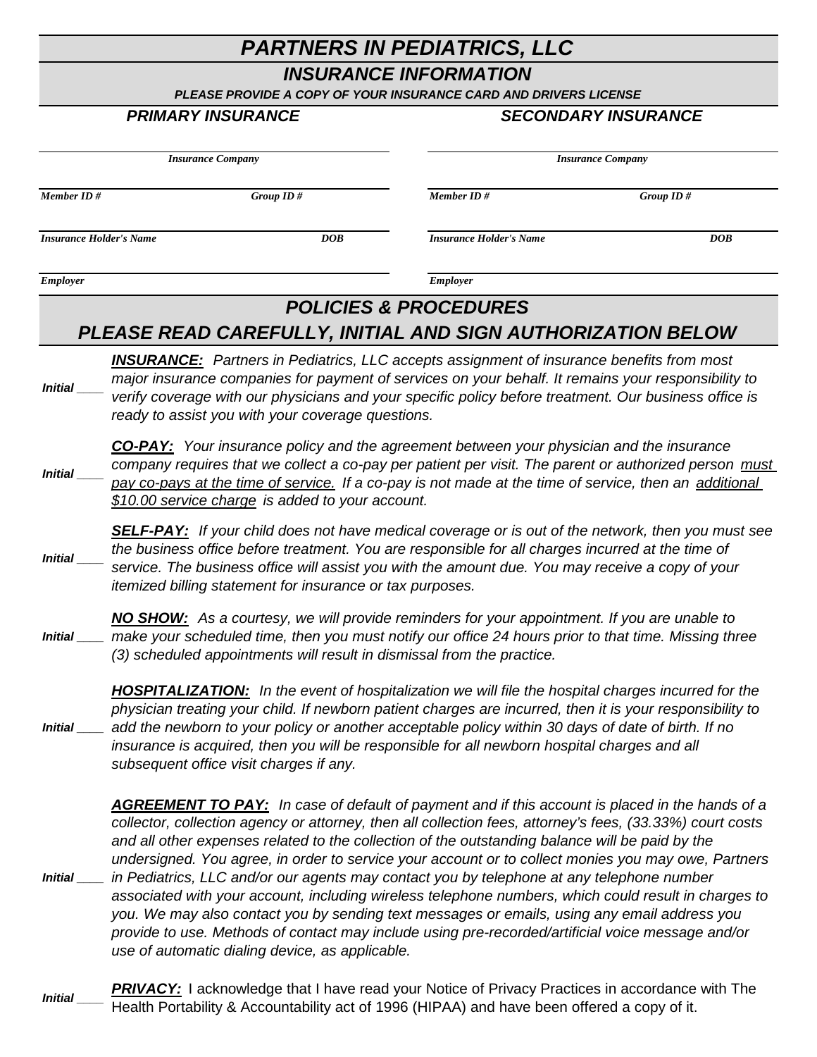# PARTNERS IN PEDIATRICS, LLC

## INSURANCE INFORMATION

***PLEASE PROVIDE A COPY OF YOUR INSURANCE CARD AND DRIVERS LICENSE***

| PRIMARY INSURANCE | | SECONDARY INSURANCE | |
|---|---|---|---|
| *Insurance Company* | | *Insurance Company* | |
| *Member ID #* | *Group ID #* | *Member ID #* | *Group ID #* |
| *Insurance Holder's Name* | *DOB* | *Insurance Holder's Name* | *DOB* |
| *Employer* | | *Employer* | |

## POLICIES & PROCEDURES

### PLEASE READ CAREFULLY, INITIAL AND SIGN AUTHORIZATION BELOW

*Initial ____* ***INSURANCE:*** *Partners in Pediatrics, LLC accepts assignment of insurance benefits from most major insurance companies for payment of services on your behalf. It remains your responsibility to verify coverage with our physicians and your specific policy before treatment. Our business office is ready to assist you with your coverage questions.*

*Initial ____* ***CO-PAY:*** *Your insurance policy and the agreement between your physician and the insurance company requires that we collect a co-pay per patient per visit. The parent or authorized person must pay co-pays at the time of service. If a co-pay is not made at the time of service, then an additional $10.00 service charge is added to your account.*

*Initial ____* ***SELF-PAY:*** *If your child does not have medical coverage or is out of the network, then you must see the business office before treatment. You are responsible for all charges incurred at the time of service. The business office will assist you with the amount due. You may receive a copy of your itemized billing statement for insurance or tax purposes.*

*Initial ____* ***NO SHOW:*** *As a courtesy, we will provide reminders for your appointment. If you are unable to make your scheduled time, then you must notify our office 24 hours prior to that time. Missing three (3) scheduled appointments will result in dismissal from the practice.*

*Initial ____* ***HOSPITALIZATION:*** *In the event of hospitalization we will file the hospital charges incurred for the physician treating your child. If newborn patient charges are incurred, then it is your responsibility to add the newborn to your policy or another acceptable policy within 30 days of date of birth. If no insurance is acquired, then you will be responsible for all newborn hospital charges and all subsequent office visit charges if any.*

*Initial ____* ***AGREEMENT TO PAY:*** *In case of default of payment and if this account is placed in the hands of a collector, collection agency or attorney, then all collection fees, attorney's fees, (33.33%) court costs and all other expenses related to the collection of the outstanding balance will be paid by the undersigned. You agree, in order to service your account or to collect monies you may owe, Partners in Pediatrics, LLC and/or our agents may contact you by telephone at any telephone number associated with your account, including wireless telephone numbers, which could result in charges to you. We may also contact you by sending text messages or emails, using any email address you provide to use. Methods of contact may include using pre-recorded/artificial voice message and/or use of automatic dialing device, as applicable.*

*Initial ____* ***PRIVACY:*** I acknowledge that I have read your Notice of Privacy Practices in accordance with The Health Portability & Accountability act of 1996 (HIPAA) and have been offered a copy of it.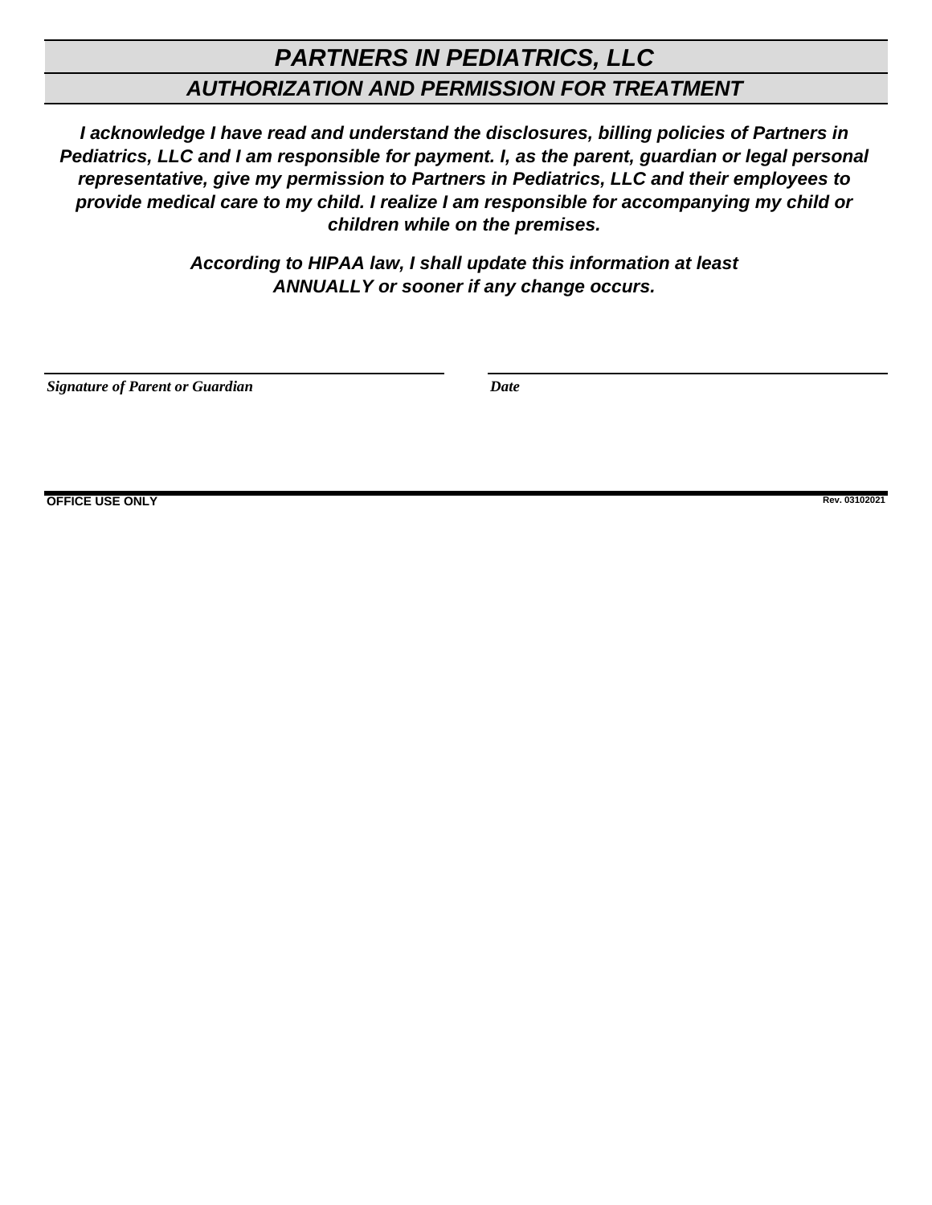# *PARTNERS IN PEDIATRICS, LLC*

## *AUTHORIZATION AND PERMISSION FOR TREATMENT*

***I acknowledge I have read and understand the disclosures, billing policies of Partners in Pediatrics, LLC and I am responsible for payment. I, as the parent, guardian or legal personal representative, give my permission to Partners in Pediatrics, LLC and their employees to provide medical care to my child. I realize I am responsible for accompanying my child or children while on the premises.***

***According to HIPAA law, I shall update this information at least ANNUALLY or sooner if any change occurs.***

______________________________ ______________________________

*Signature of Parent or Guardian* *Date*

**OFFICE USE ONLY** **Rev. 03102021**